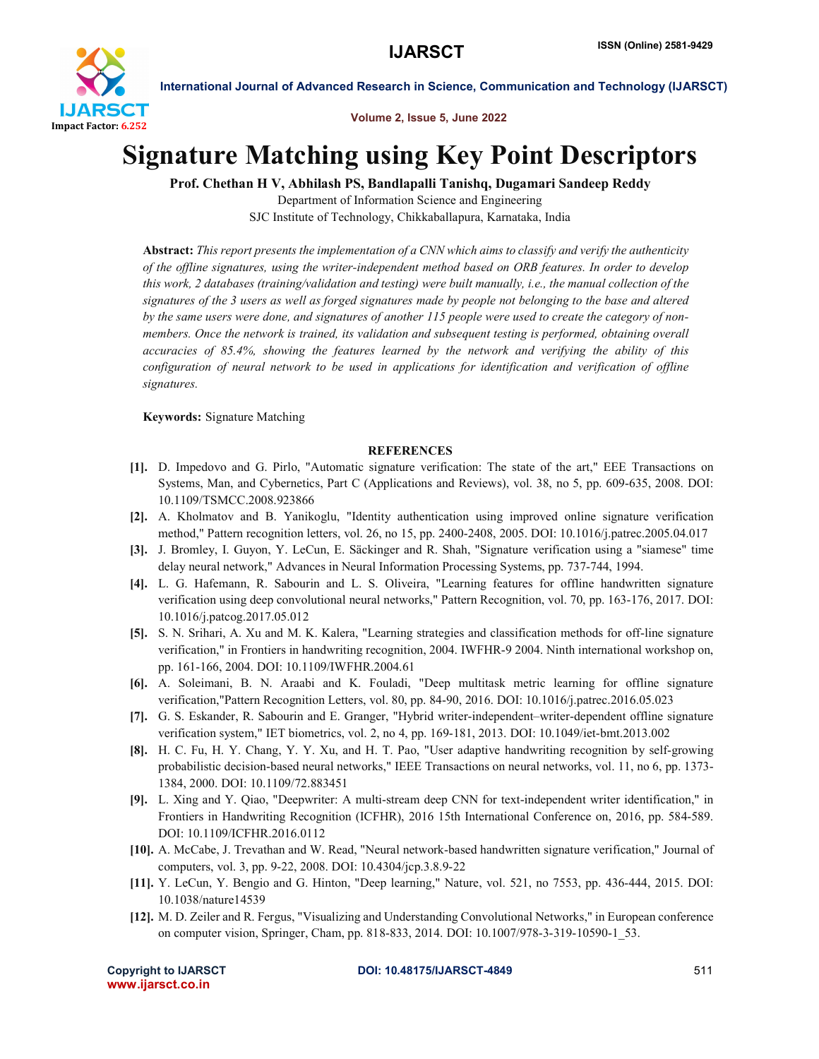# Signature Matching using Key Point Descriptors

**Prof. Chethan H V, Abhilash PS, Bandlapalli Tanishq, Dugamari Sandeep Reddy**

Department of Information Science and Engineering

SJC Institute of Technology, Chikkaballapura, Karnataka, India

**Abstract:** *This report presents the implementation of a CNN which aims to classify and verify the authenticity of the offline signatures, using the writer-independent method based on ORB features. In order to develop this work, 2 databases (training/validation and testing) were built manually, i.e., the manual collection of the signatures of the 3 users as well as forged signatures made by people not belonging to the base and altered by the same users were done, and signatures of another 115 people were used to create the category of non-members. Once the network is trained, its validation and subsequent testing is performed, obtaining overall accuracies of 85.4%, showing the features learned by the network and verifying the ability of this configuration of neural network to be used in applications for identification and verification of offline signatures.*

**Keywords:** Signature Matching

## REFERENCES

- **[1].** D. Impedovo and G. Pirlo, "Automatic signature verification: The state of the art," EEE Transactions on Systems, Man, and Cybernetics, Part C (Applications and Reviews), vol. 38, no 5, pp. 609-635, 2008. DOI: 10.1109/TSMCC.2008.923866
- **[2].** A. Kholmatov and B. Yanikoglu, "Identity authentication using improved online signature verification method," Pattern recognition letters, vol. 26, no 15, pp. 2400-2408, 2005. DOI: 10.1016/j.patrec.2005.04.017
- **[3].** J. Bromley, I. Guyon, Y. LeCun, E. Säckinger and R. Shah, "Signature verification using a "siamese" time delay neural network," Advances in Neural Information Processing Systems, pp. 737-744, 1994.
- **[4].** L. G. Hafemann, R. Sabourin and L. S. Oliveira, "Learning features for offline handwritten signature verification using deep convolutional neural networks," Pattern Recognition, vol. 70, pp. 163-176, 2017. DOI: 10.1016/j.patcog.2017.05.012
- **[5].** S. N. Srihari, A. Xu and M. K. Kalera, "Learning strategies and classification methods for off-line signature verification," in Frontiers in handwriting recognition, 2004. IWFHR-9 2004. Ninth international workshop on, pp. 161-166, 2004. DOI: 10.1109/IWFHR.2004.61
- **[6].** A. Soleimani, B. N. Araabi and K. Fouladi, "Deep multitask metric learning for offline signature verification,"Pattern Recognition Letters, vol. 80, pp. 84-90, 2016. DOI: 10.1016/j.patrec.2016.05.023
- **[7].** G. S. Eskander, R. Sabourin and E. Granger, "Hybrid writer-independent–writer-dependent offline signature verification system," IET biometrics, vol. 2, no 4, pp. 169-181, 2013. DOI: 10.1049/iet-bmt.2013.002
- **[8].** H. C. Fu, H. Y. Chang, Y. Y. Xu, and H. T. Pao, "User adaptive handwriting recognition by self-growing probabilistic decision-based neural networks," IEEE Transactions on neural networks, vol. 11, no 6, pp. 1373-1384, 2000. DOI: 10.1109/72.883451
- **[9].** L. Xing and Y. Qiao, "Deepwriter: A multi-stream deep CNN for text-independent writer identification," in Frontiers in Handwriting Recognition (ICFHR), 2016 15th International Conference on, 2016, pp. 584-589. DOI: 10.1109/ICFHR.2016.0112
- **[10].** A. McCabe, J. Trevathan and W. Read, "Neural network-based handwritten signature verification," Journal of computers, vol. 3, pp. 9-22, 2008. DOI: 10.4304/jcp.3.8.9-22
- **[11].** Y. LeCun, Y. Bengio and G. Hinton, "Deep learning," Nature, vol. 521, no 7553, pp. 436-444, 2015. DOI: 10.1038/nature14539
- **[12].** M. D. Zeiler and R. Fergus, "Visualizing and Understanding Convolutional Networks," in European conference on computer vision, Springer, Cham, pp. 818-833, 2014. DOI: 10.1007/978-3-319-10590-1_53.